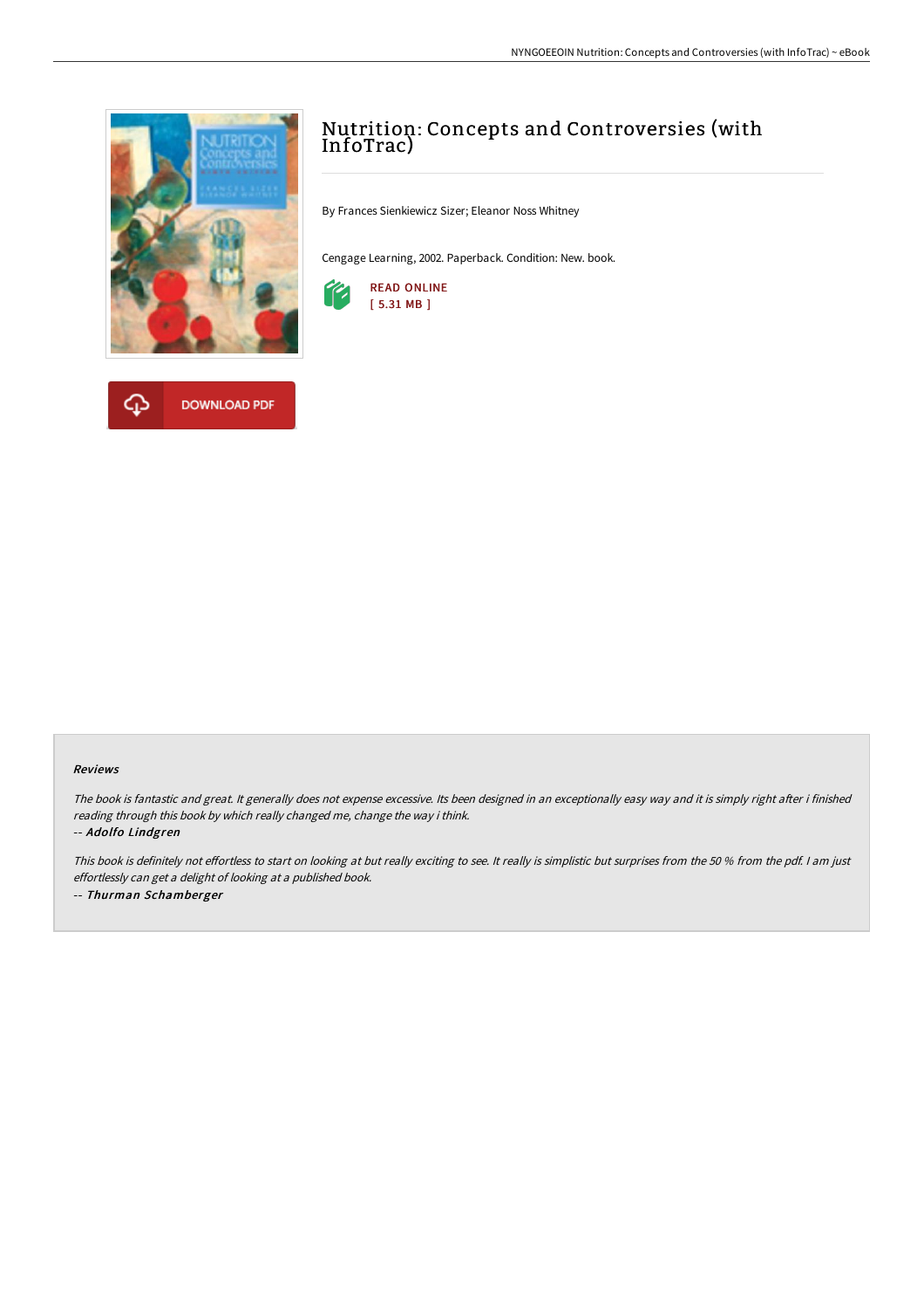# Nutrition: Concepts and Controversies (with InfoTrac)

By Frances Sienkiewicz Sizer; Eleanor Noss Whitney

Cengage Learning, 2002. Paperback. Condition: New. book.

READ ONLINE
[ 5.31 MB ]

DOWNLOAD PDF

### Reviews

*The book is fantastic and great. It generally does not expense excessive. Its been designed in an exceptionally easy way and it is simply right after i finished reading through this book by which really changed me, change the way i think.*

-- ***Adolfo Lindgren***

*This book is definitely not effortless to start on looking at but really exciting to see. It really is simplistic but surprises from the 50 % from the pdf. I am just effortlessly can get a delight of looking at a published book.*

-- ***Thurman Schamberger***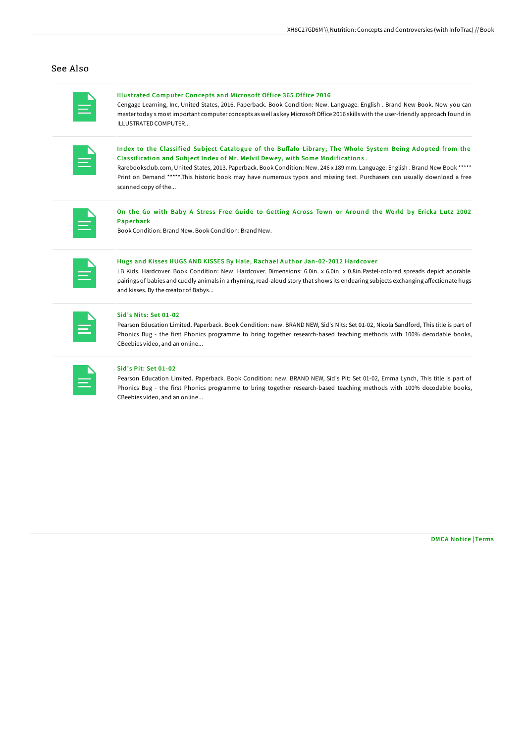## See Also

### Illustrated Computer Concepts and Microsoft Office 365 Office 2016

Cengage Learning, Inc, United States, 2016. Paperback. Book Condition: New. Language: English . Brand New Book. Now you can master today s most important computer concepts as well as key Microsoft Office 2016 skills with the user-friendly approach found in ILLUSTRATED COMPUTER...

### Index to the Classified Subject Catalogue of the Buffalo Library; The Whole System Being Adopted from the Classification and Subject Index of Mr. Melvil Dewey, with Some Modifications .

Rarebooksclub.com, United States, 2013. Paperback. Book Condition: New. 246 x 189 mm. Language: English . Brand New Book ***** Print on Demand *****.This historic book may have numerous typos and missing text. Purchasers can usually download a free scanned copy of the...

### On the Go with Baby A Stress Free Guide to Getting Across Town or Around the World by Ericka Lutz 2002 Paperback

Book Condition: Brand New. Book Condition: Brand New.

### Hugs and Kisses HUGS AND KISSES By Hale, Rachael Author Jan-02-2012 Hardcover

LB Kids. Hardcover. Book Condition: New. Hardcover. Dimensions: 6.0in. x 6.0in. x 0.8in.Pastel-colored spreads depict adorable pairings of babies and cuddly animals in a rhyming, read-aloud story that shows its endearing subjects exchanging affectionate hugs and kisses. By the creator of Babys...

### Sid's Nits: Set 01-02

Pearson Education Limited. Paperback. Book Condition: new. BRAND NEW, Sid's Nits: Set 01-02, Nicola Sandford, This title is part of Phonics Bug - the first Phonics programme to bring together research-based teaching methods with 100% decodable books, CBeebies video, and an online...

### Sid's Pit: Set 01-02

Pearson Education Limited. Paperback. Book Condition: new. BRAND NEW, Sid's Pit: Set 01-02, Emma Lynch, This title is part of Phonics Bug - the first Phonics programme to bring together research-based teaching methods with 100% decodable books, CBeebies video, and an online...